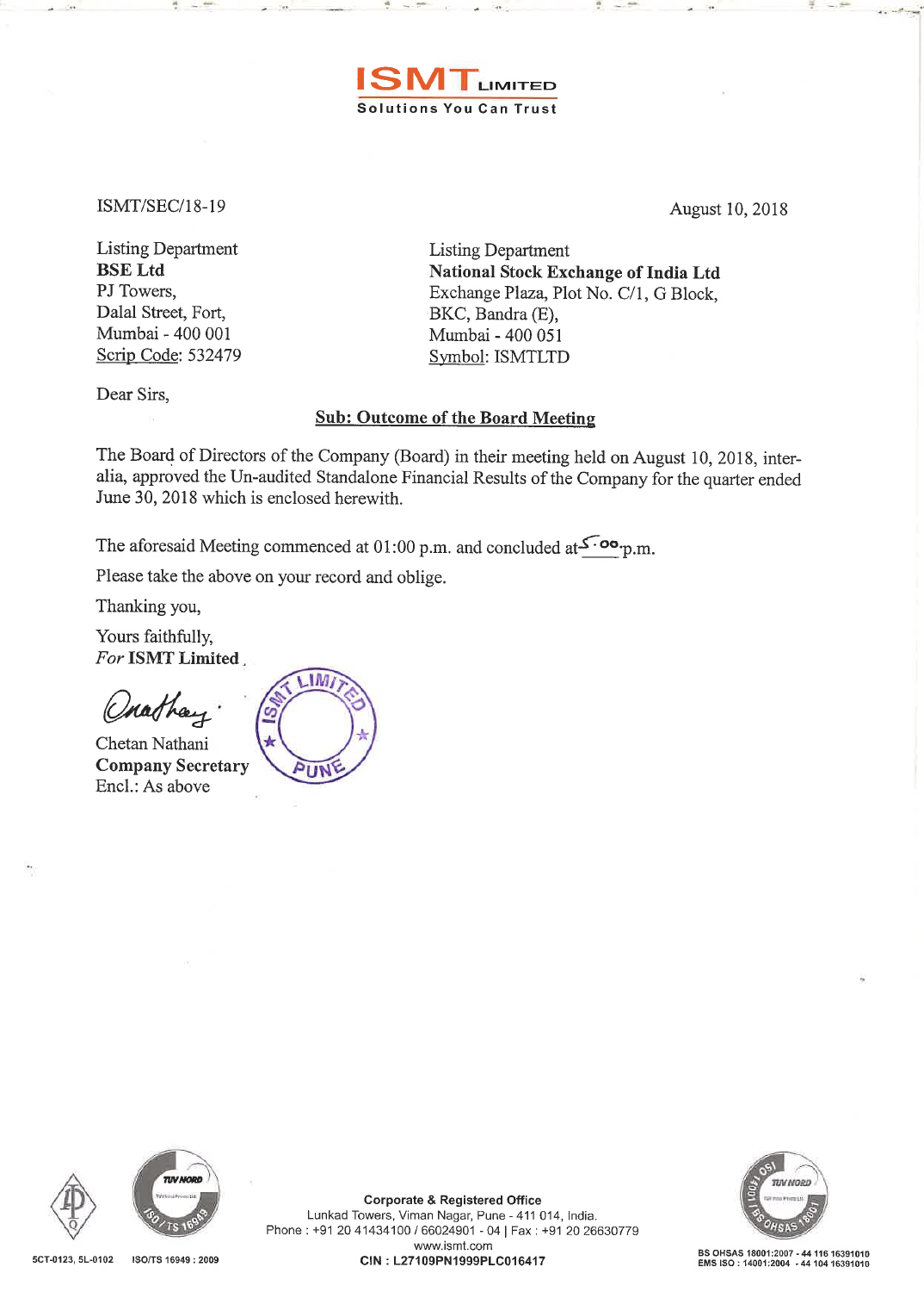**ISMT LIMITED**

**Solutions You Can Trust**

ISMT/SEC/18-19

August 10, 2018

Listing Department
**BSE Ltd**
PJ Towers,
Dalal Street, Fort,
Mumbai - 400 001
Scrip Code: 532479

Listing Department
**National Stock Exchange of India Ltd**
Exchange Plaza, Plot No. C/1, G Block,
BKC, Bandra (E),
Mumbai - 400 051
Symbol: ISMTLTD

Dear Sirs,

**Sub: Outcome of the Board Meeting**

The Board of Directors of the Company (Board) in their meeting held on August 10, 2018, inter-alia, approved the Un-audited Standalone Financial Results of the Company for the quarter ended June 30, 2018 which is enclosed herewith.

The aforesaid Meeting commenced at 01:00 p.m. and concluded at 5.00 p.m.

Please take the above on your record and oblige.

Thanking you,

Yours faithfully,
*For* **ISMT Limited**

Chetan Nathani
**Company Secretary**
Encl.: As above

**Corporate & Registered Office**
Lunkad Towers, Viman Nagar, Pune - 411 014, India.
Phone : +91 20 41434100 / 66024901 - 04 | Fax : +91 20 26630779
www.ismt.com
**CIN : L27109PN1999PLC016417**

5CT-0123, 5L-0102 ISO/TS 16949 : 2009

BS OHSAS 18001:2007 - 44 116 16391010
EMS ISO : 14001:2004 - 44 104 16391010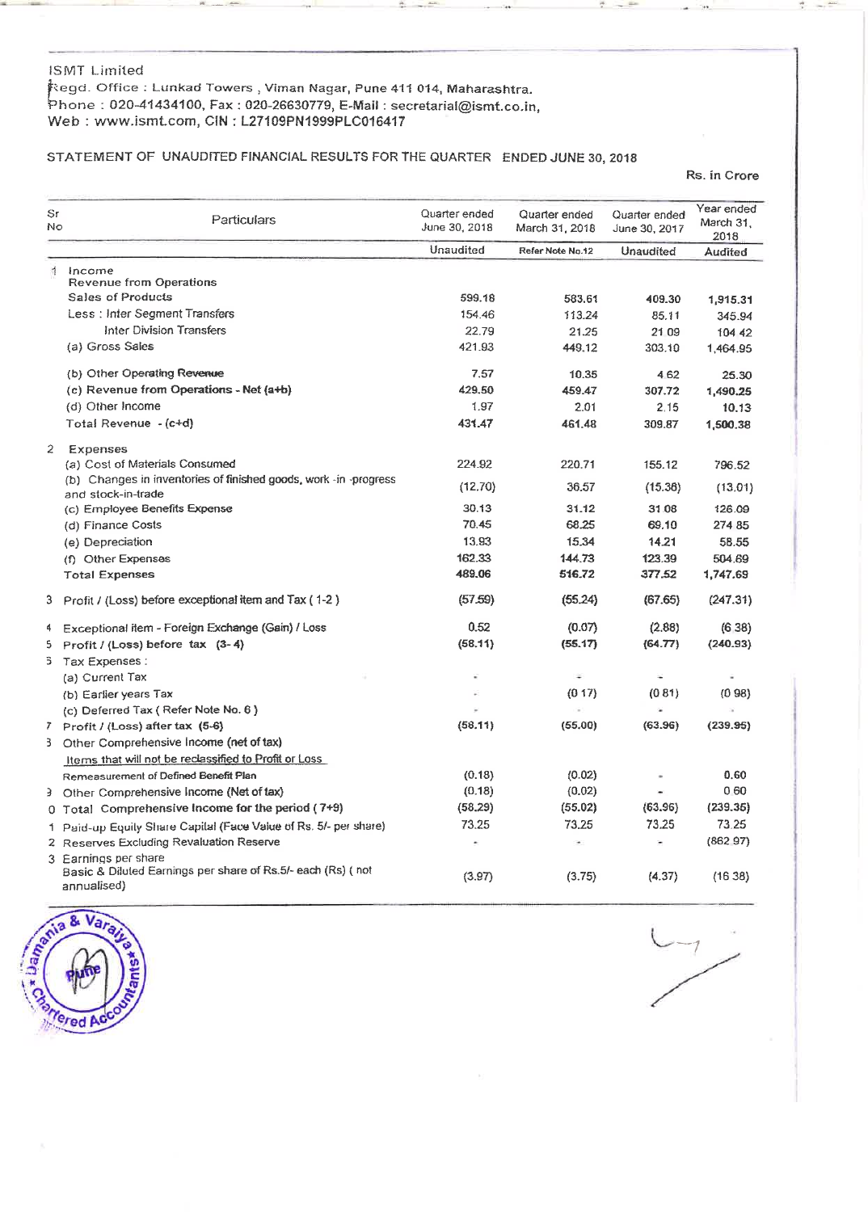ISMT Limited

Regd. Office : Lunkad Towers , Viman Nagar, Pune 411 014, Maharashtra.
Phone : 020-41434100, Fax : 020-26630779, E-Mail : secretarial@ismt.co.in,
Web : www.ismt.com, CIN : L27109PN1999PLC016417

STATEMENT OF UNAUDITED FINANCIAL RESULTS FOR THE QUARTER ENDED JUNE 30, 2018

Rs. in Crore

| Sr No | Particulars | Quarter ended June 30, 2018 | Quarter ended March 31, 2018 | Quarter ended June 30, 2017 | Year ended March 31, 2018 |
|---|---|---|---|---|---|
| | | Unaudited | Refer Note No.12 | Unaudited | Audited |
| 1 | Income | | | | |
| | Revenue from Operations | | | | |
| | Sales of Products | 599.18 | 583.61 | 409.30 | 1,915.31 |
| | Less : Inter Segment Transfers | 154.46 | 113.24 | 85.11 | 345.94 |
| | Inter Division Transfers | 22.79 | 21.25 | 21 09 | 104 42 |
| | (a) Gross Sales | 421.93 | 449.12 | 303.10 | 1,464.95 |
| | (b) Other Operating Revenue | 7.57 | 10.35 | 4 62 | 25.30 |
| | (c) Revenue from Operations - Net (a+b) | 429.50 | 459.47 | 307.72 | 1,490.25 |
| | (d) Other Income | 1.97 | 2.01 | 2.15 | 10.13 |
| | Total Revenue - (c+d) | 431.47 | 461.48 | 309.87 | 1,500.38 |
| 2 | Expenses | | | | |
| | (a) Cost of Materials Consumed | 224.92 | 220.71 | 155.12 | 796.52 |
| | (b) Changes in inventories of finished goods, work -in -progress and stock-in-trade | (12.70) | 36.57 | (15.38) | (13.01) |
| | (c) Employee Benefits Expense | 30.13 | 31.12 | 31 08 | 126.09 |
| | (d) Finance Costs | 70.45 | 68.25 | 69.10 | 274 85 |
| | (e) Depreciation | 13.93 | 15.34 | 14.21 | 58.55 |
| | (f) Other Expenses | 162.33 | 144.73 | 123.39 | 504.69 |
| | Total Expenses | 489.06 | 516.72 | 377.52 | 1,747.69 |
| 3 | Profit / (Loss) before exceptional item and Tax ( 1-2 ) | (57.59) | (55.24) | (67.65) | (247.31) |
| 4 | Exceptional item - Foreign Exchange (Gain) / Loss | 0.52 | (0.07) | (2.88) | (6 38) |
| 5 | Profit / (Loss) before tax (3- 4) | (58.11) | (55.17) | (64.77) | (240.93) |
| 6 | Tax Expenses : | | | | |
| | (a) Current Tax | - | - | - | - |
| | (b) Earlier years Tax | - | (0 17) | (0 81) | (0 98) |
| | (c) Deferred Tax ( Refer Note No. 6 ) | - | - | - | - |
| 7 | Profit / (Loss) after tax (5-6) | (58.11) | (55.00) | (63.96) | (239.95) |
| 8 | Other Comprehensive Income (net of tax) | | | | |
| | Items that will not be reclassified to Profit or Loss | | | | |
| | Remeasurement of Defined Benefit Plan | (0.18) | (0.02) | - | 0.60 |
| 9 | Other Comprehensive Income (Net of tax) | (0.18) | (0.02) | - | 0 60 |
| 10 | Total Comprehensive Income for the period ( 7+9) | (58.29) | (55.02) | (63.96) | (239.35) |
| 11 | Paid-up Equity Share Capital (Face Value of Rs. 5/- per share) | 73.25 | 73.25 | 73.25 | 73 25 |
| 12 | Reserves Excluding Revaluation Reserve | - | - | - | (862 97) |
| 13 | Earnings per share | | | | |
| | Basic & Diluted Earnings per share of Rs.5/- each (Rs) ( not annualised) | (3.97) | (3.75) | (4.37) | (16 38) |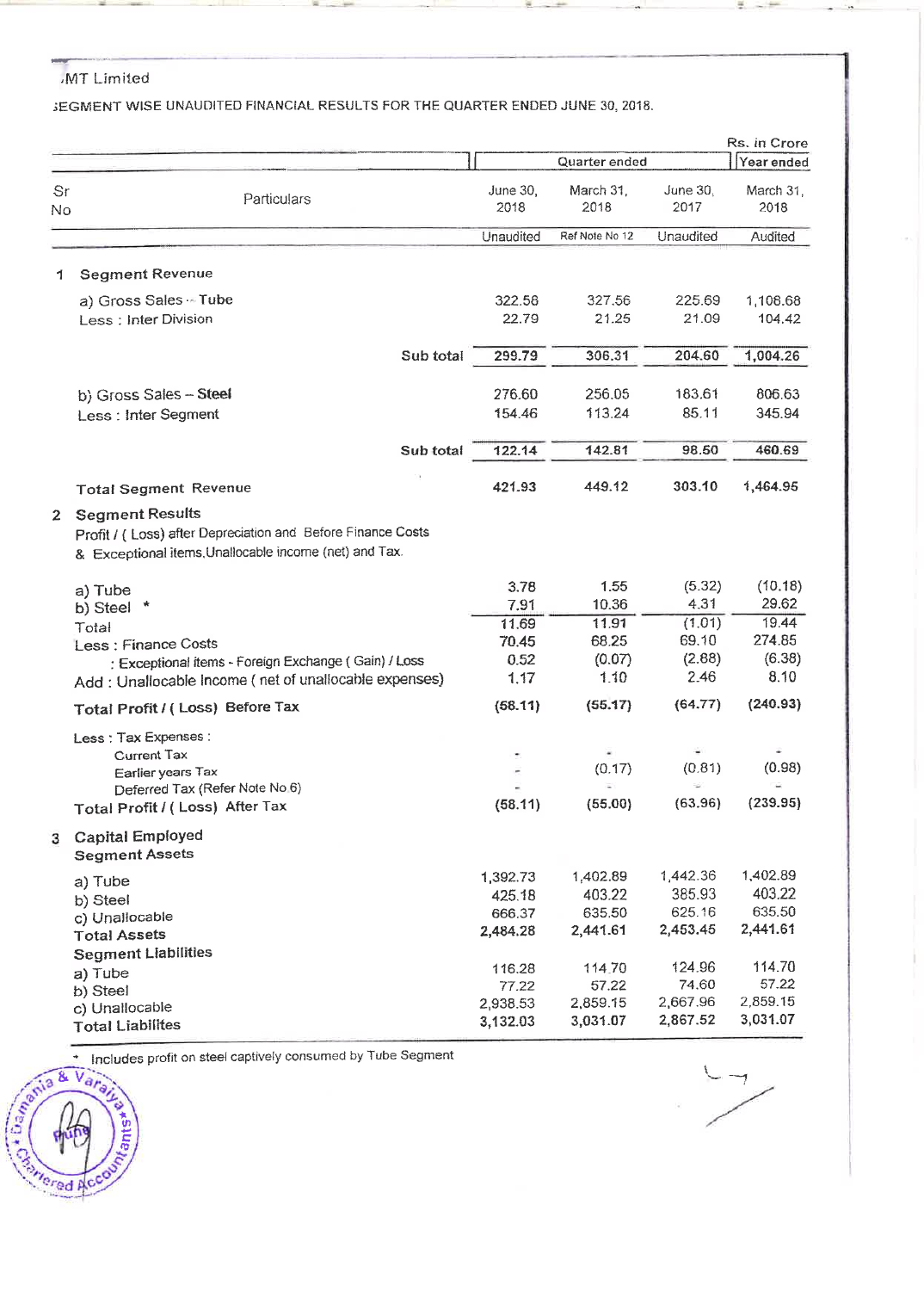,MT Limited

;EGMENT WISE UNAUDITED FINANCIAL RESULTS FOR THE QUARTER ENDED JUNE 30, 2018.

Rs. in Crore

| Sr No | Particulars | Quarter ended | | | Year ended |
|---|---|---|---|---|---|
| | | June 30, 2018 | March 31, 2018 | June 30, 2017 | March 31, 2018 |
| | | Unaudited | Ref Note No 12 | Unaudited | Audited |
| 1 | **Segment Revenue** | | | | |
| | a) Gross Sales – Tube | 322.58 | 327.56 | 225.69 | 1,108.68 |
| | Less : Inter Division | 22.79 | 21.25 | 21.09 | 104.42 |
| | **Sub total** | 299.79 | 306.31 | 204.60 | 1,004.26 |
| | b) Gross Sales – **Steel** | 276.60 | 256.05 | 183.61 | 806.63 |
| | Less : Inter Segment | 154.46 | 113.24 | 85.11 | 345.94 |
| | **Sub total** | 122.14 | 142.81 | 98.50 | 460.69 |
| | **Total Segment Revenue** | 421.93 | 449.12 | 303.10 | 1,464.95 |
| 2 | **Segment Results** | | | | |
| | Profit / ( Loss) after Depreciation and Before Finance Costs & Exceptional items,Unallocable income (net) and Tax. | | | | |
| | a) Tube | 3.78 | 1.55 | (5.32) | (10.18) |
| | b) Steel * | 7.91 | 10.36 | 4.31 | 29.62 |
| | Total | 11.69 | 11.91 | (1.01) | 19.44 |
| | Less : Finance Costs | 70.45 | 68.25 | 69.10 | 274.85 |
| | : Exceptional items - Foreign Exchange ( Gain) / Loss | 0.52 | (0.07) | (2.88) | (6.38) |
| | Add : Unallocable Income ( net of unallocable expenses) | 1.17 | 1.10 | 2.46 | 8.10 |
| | **Total Profit / ( Loss) Before Tax** | (58.11) | (55.17) | (64.77) | (240.93) |
| | Less : Tax Expenses : | | | | |
| | Current Tax | - | - | - | - |
| | Earlier years Tax | - | (0.17) | (0.81) | (0.98) |
| | Deferred Tax (Refer Note No 6) | - | - | - | - |
| | **Total Profit / ( Loss) After Tax** | (58.11) | (55.00) | (63.96) | (239.95) |
| 3 | **Capital Employed** | | | | |
| | **Segment Assets** | | | | |
| | a) Tube | 1,392.73 | 1,402.89 | 1,442.36 | 1,402.89 |
| | b) Steel | 425.18 | 403.22 | 385.93 | 403.22 |
| | c) Unallocable | 666.37 | 635.50 | 625.16 | 635.50 |
| | **Total Assets** | 2,484.28 | 2,441.61 | 2,453.45 | 2,441.61 |
| | **Segment Liabilities** | | | | |
| | a) Tube | 116.28 | 114.70 | 124.96 | 114.70 |
| | b) Steel | 77.22 | 57.22 | 74.60 | 57.22 |
| | c) Unallocable | 2,938.53 | 2,859.15 | 2,667.96 | 2,859.15 |
| | **Total Liabilites** | 3,132.03 | 3,031.07 | 2,867.52 | 3,031.07 |

* Includes profit on steel captively consumed by Tube Segment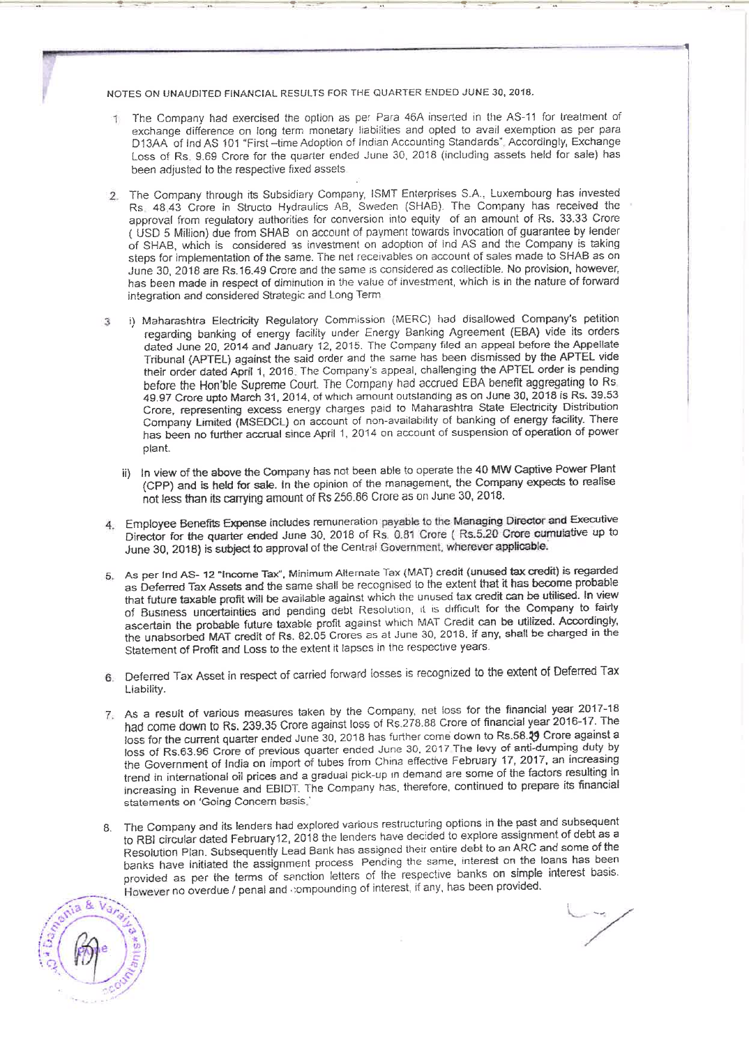NOTES ON UNAUDITED FINANCIAL RESULTS FOR THE QUARTER ENDED JUNE 30, 2018.

1. The Company had exercised the option as per Para 46A inserted in the AS-11 for treatment of exchange difference on long term monetary liabilities and opted to avail exemption as per para D13AA of Ind AS 101 "First –time Adoption of Indian Accounting Standards". Accordingly, Exchange Loss of Rs. 9.69 Crore for the quarter ended June 30, 2018 (including assets held for sale) has been adjusted to the respective fixed assets

2. The Company through its Subsidiary Company, ISMT Enterprises S.A., Luxembourg has invested Rs. 48.43 Crore in Structo Hydraulics AB, Sweden (SHAB). The Company has received the approval from regulatory authorities for conversion into equity of an amount of Rs. 33.33 Crore ( USD 5 Million) due from SHAB on account of payment towards invocation of guarantee by lender of SHAB, which is considered as investment on adoption of Ind AS and the Company is taking steps for implementation of the same. The net receivables on account of sales made to SHAB as on June 30, 2018 are Rs.16.49 Crore and the same is considered as collectible. No provision, however, has been made in respect of diminution in the value of investment, which is in the nature of forward integration and considered Strategic and Long Term

3. i) Maharashtra Electricity Regulatory Commission (MERC) had disallowed Company's petition regarding banking of energy facility under Energy Banking Agreement (EBA) vide its orders dated June 20, 2014 and January 12, 2015. The Company filed an appeal before the Appellate Tribunal (APTEL) against the said order and the same has been dismissed by the APTEL vide their order dated April 1, 2016. The Company's appeal, challenging the APTEL order is pending before the Hon'ble Supreme Court. The Company had accrued EBA benefit aggregating to Rs. 49.97 Crore upto March 31, 2014, of which amount outstanding as on June 30, 2018 is Rs. 39.53 Crore, representing excess energy charges paid to Maharashtra State Electricity Distribution Company Limited (MSEDCL) on account of non-availability of banking of energy facility. There has been no further accrual since April 1, 2014 on account of suspension of operation of power plant.

   ii) In view of the above the Company has not been able to operate the 40 MW Captive Power Plant (CPP) and is held for sale. In the opinion of the management, the Company expects to realise not less than its carrying amount of Rs 256.86 Crore as on June 30, 2018.

4. Employee Benefits Expense includes remuneration payable to the Managing Director and Executive Director for the quarter ended June 30, 2018 of Rs. 0.81 Crore ( Rs.5.20 Crore cumulative up to June 30, 2018) is subject to approval of the Central Government, wherever applicable.

5. As per Ind AS- 12 "Income Tax", Minimum Alternate Tax (MAT) credit (unused tax credit) is regarded as Deferred Tax Assets and the same shall be recognised to the extent that it has become probable that future taxable profit will be available against which the unused tax credit can be utilised. In view of Business uncertainties and pending debt Resolution, it is difficult for the Company to fairly ascertain the probable future taxable profit against which MAT Credit can be utilized. Accordingly, the unabsorbed MAT credit of Rs. 82.05 Crores as at June 30, 2018, if any, shall be charged in the Statement of Profit and Loss to the extent it lapses in the respective years.

6. Deferred Tax Asset in respect of carried forward losses is recognized to the extent of Deferred Tax Liability.

7. As a result of various measures taken by the Company, net loss for the financial year 2017-18 had come down to Rs. 239.35 Crore against loss of Rs.278.88 Crore of financial year 2016-17. The loss for the current quarter ended June 30, 2018 has further come down to Rs.58.29 Crore against a loss of Rs.63.96 Crore of previous quarter ended June 30, 2017 The levy of anti-dumping duty by the Government of India on import of tubes from China effective February 17, 2017, an increasing trend in international oil prices and a gradual pick-up in demand are some of the factors resulting in increasing in Revenue and EBIDT. The Company has, therefore, continued to prepare its financial statements on 'Going Concern basis.'

8. The Company and its lenders had explored various restructuring options in the past and subsequent to RBI circular dated February12, 2018 the lenders have decided to explore assignment of debt as a Resolution Plan. Subsequently Lead Bank has assigned their entire debt to an ARC and some of the banks have initiated the assignment process Pending the same, interest on the loans has been provided as per the terms of sanction letters of the respective banks on simple interest basis. However no overdue / penal and compounding of interest, if any, has been provided.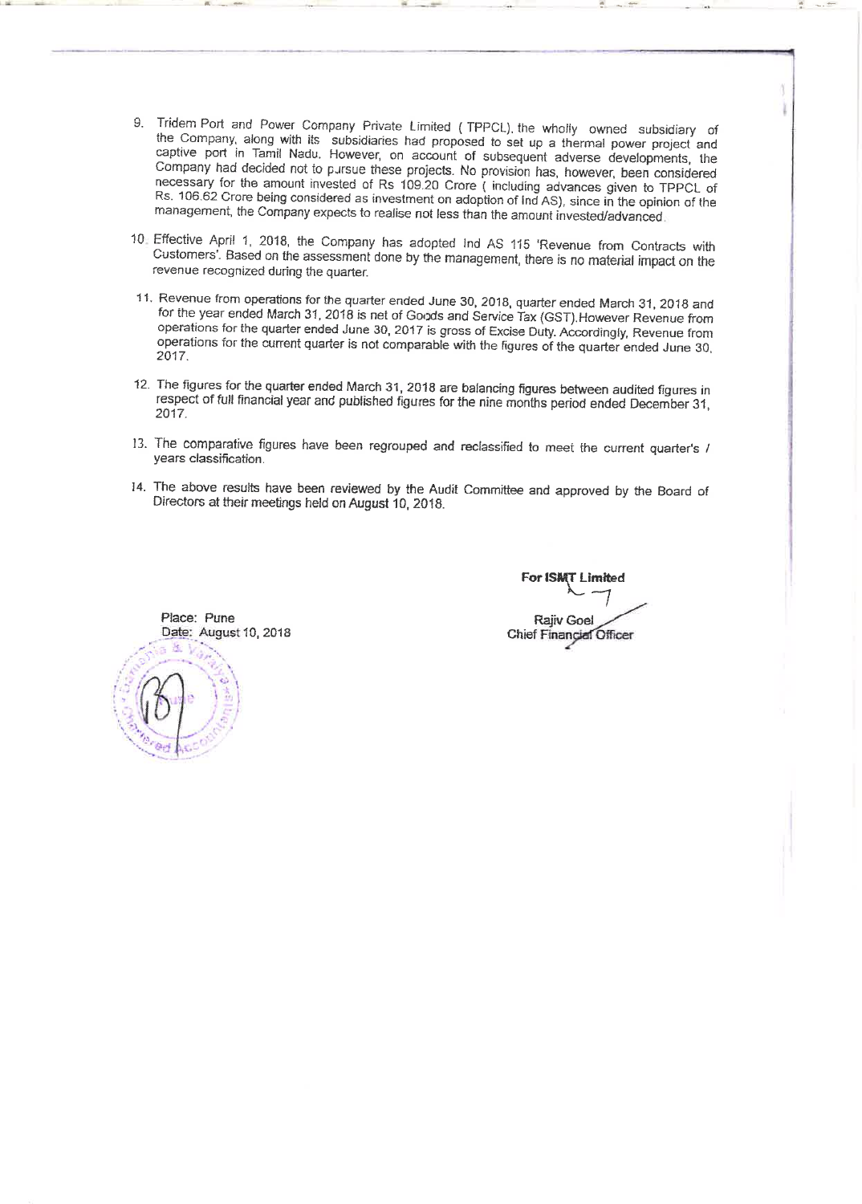9. Tridem Port and Power Company Private Limited ( TPPCL), the wholly owned subsidiary of the Company, along with its subsidiaries had proposed to set up a thermal power project and captive port in Tamil Nadu. However, on account of subsequent adverse developments, the Company had decided not to pursue these projects. No provision has, however, been considered necessary for the amount invested of Rs 109.20 Crore ( including advances given to TPPCL of Rs. 106.62 Crore being considered as investment on adoption of Ind AS), since in the opinion of the management, the Company expects to realise not less than the amount invested/advanced.

10. Effective April 1, 2018, the Company has adopted Ind AS 115 'Revenue from Contracts with Customers'. Based on the assessment done by the management, there is no material impact on the revenue recognized during the quarter.

11. Revenue from operations for the quarter ended June 30, 2018, quarter ended March 31, 2018 and for the year ended March 31, 2018 is net of Goods and Service Tax (GST).However Revenue from operations for the quarter ended June 30, 2017 is gross of Excise Duty. Accordingly, Revenue from operations for the current quarter is not comparable with the figures of the quarter ended June 30, 2017.

12. The figures for the quarter ended March 31, 2018 are balancing figures between audited figures in respect of full financial year and published figures for the nine months period ended December 31, 2017.

13. The comparative figures have been regrouped and reclassified to meet the current quarter's / years classification.

14. The above results have been reviewed by the Audit Committee and approved by the Board of Directors at their meetings held on August 10, 2018.

For ISMT Limited

Rajiv Goel
Chief Financial Officer

Place: Pune
Date: August 10, 2018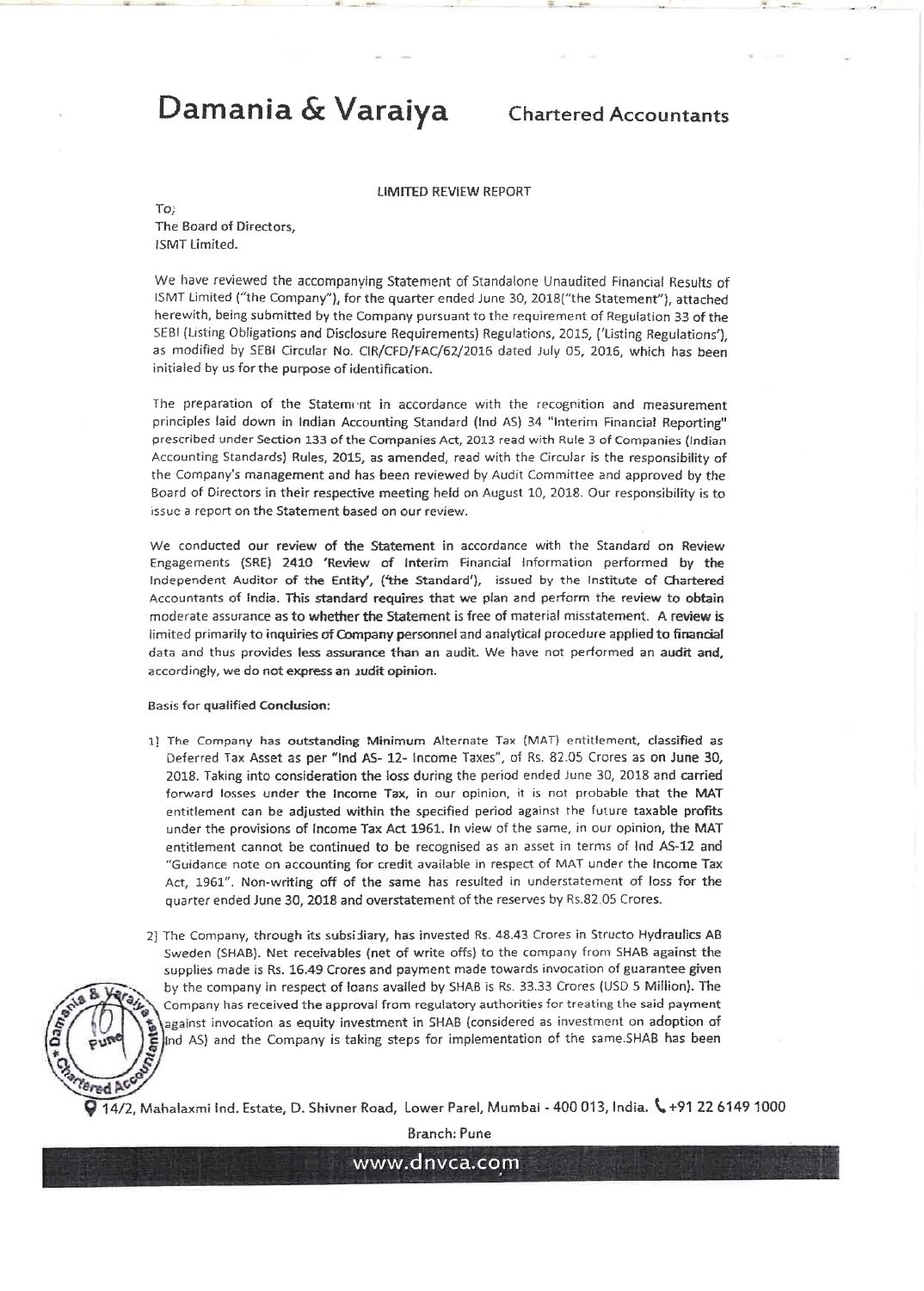# Damania & Varaiya

Chartered Accountants

LIMITED REVIEW REPORT

To;
The Board of Directors,
ISMT Limited.

We have reviewed the accompanying Statement of Standalone Unaudited Financial Results of ISMT Limited ("the Company"), for the quarter ended June 30, 2018("the Statement"), attached herewith, being submitted by the Company pursuant to the requirement of Regulation 33 of the SEBI (Listing Obligations and Disclosure Requirements) Regulations, 2015, ('Listing Regulations'), as modified by SEBI Circular No. CIR/CFD/FAC/62/2016 dated July 05, 2016, which has been initialed by us for the purpose of identification.

The preparation of the Statement in accordance with the recognition and measurement principles laid down in Indian Accounting Standard (Ind AS) 34 "Interim Financial Reporting" prescribed under Section 133 of the Companies Act, 2013 read with Rule 3 of Companies (Indian Accounting Standards) Rules, 2015, as amended, read with the Circular is the responsibility of the Company's management and has been reviewed by Audit Committee and approved by the Board of Directors in their respective meeting held on August 10, 2018. Our responsibility is to issue a report on the Statement based on our review.

We conducted our review of the Statement in accordance with the Standard on Review Engagements (SRE) 2410 'Review of Interim Financial Information performed by the Independent Auditor of the Entity', ('the Standard'), issued by the Institute of Chartered Accountants of India. This standard requires that we plan and perform the review to obtain moderate assurance as to whether the Statement is free of material misstatement. A review is limited primarily to inquiries of Company personnel and analytical procedure applied to financial data and thus provides less assurance than an audit. We have not performed an audit and, accordingly, we do not express an audit opinion.

Basis for qualified Conclusion:

1] The Company has outstanding Minimum Alternate Tax (MAT) entitlement, classified as Deferred Tax Asset as per "Ind AS- 12- Income Taxes", of Rs. 82.05 Crores as on June 30, 2018. Taking into consideration the loss during the period ended June 30, 2018 and carried forward losses under the Income Tax, in our opinion, it is not probable that the MAT entitlement can be adjusted within the specified period against the future taxable profits under the provisions of Income Tax Act 1961. In view of the same, in our opinion, the MAT entitlement cannot be continued to be recognised as an asset in terms of Ind AS-12 and "Guidance note on accounting for credit available in respect of MAT under the Income Tax Act, 1961". Non-writing off of the same has resulted in understatement of loss for the quarter ended June 30, 2018 and overstatement of the reserves by Rs.82.05 Crores.

2] The Company, through its subsidiary, has invested Rs. 48.43 Crores in Structo Hydraulics AB Sweden (SHAB). Net receivables (net of write offs) to the company from SHAB against the supplies made is Rs. 16.49 Crores and payment made towards invocation of guarantee given by the company in respect of loans availed by SHAB is Rs. 33.33 Crores (USD 5 Million). The Company has received the approval from regulatory authorities for treating the said payment against invocation as equity investment in SHAB (considered as investment on adoption of Ind AS) and the Company is taking steps for implementation of the same.SHAB has been

14/2, Mahalaxmi Ind. Estate, D. Shivner Road, Lower Parel, Mumbai - 400 013, India. +91 22 6149 1000

Branch: Pune

www.dnvca.com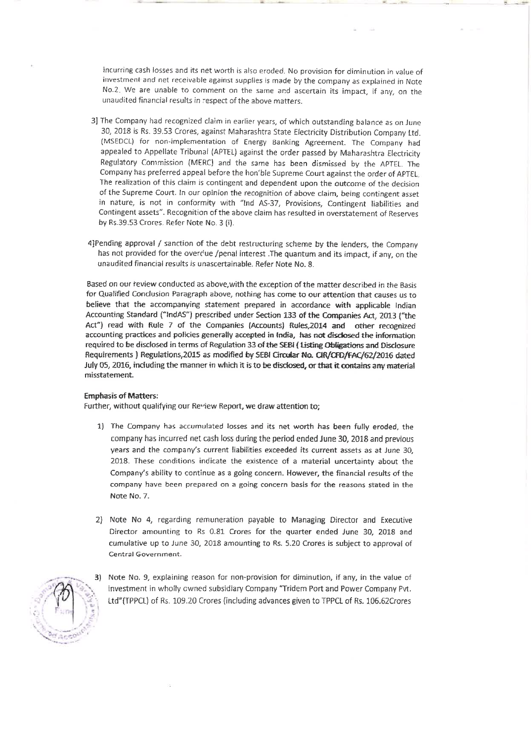incurring cash losses and its net worth is also eroded. No provision for diminution in value of investment and net receivable against supplies is made by the company as explained in Note No.2. We are unable to comment on the same and ascertain its impact, if any, on the unaudited financial results in respect of the above matters.

3] The Company had recognized claim in earlier years, of which outstanding balance as on June 30, 2018 is Rs. 39.53 Crores, against Maharashtra State Electricity Distribution Company Ltd. (MSEDCL) for non-implementation of Energy Banking Agreement. The Company had appealed to Appellate Tribunal (APTEL) against the order passed by Maharashtra Electricity Regulatory Commission (MERC) and the same has been dismissed by the APTEL. The Company has preferred appeal before the hon'ble Supreme Court against the order of APTEL. The realization of this claim is contingent and dependent upon the outcome of the decision of the Supreme Court. In our opinion the recognition of above claim, being contingent asset in nature, is not in conformity with "Ind AS-37, Provisions, Contingent liabilities and Contingent assets". Recognition of the above claim has resulted in overstatement of Reserves by Rs.39.53 Crores. Refer Note No. 3 (i).

4]Pending approval / sanction of the debt restructuring scheme by the lenders, the Company has not provided for the overdue /penal interest .The quantum and its impact, if any, on the unaudited financial results is unascertainable. Refer Note No. 8.

Based on our review conducted as above,with the exception of the matter described in the Basis for Qualified Conclusion Paragraph above, nothing has come to our attention that causes us to believe that the accompanying statement prepared in accordance with applicable Indian Accounting Standard ("IndAS") prescribed under Section 133 of the Companies Act, 2013 ("the Act") read with Rule 7 of the Companies (Accounts) Rules,2014 and other recognized accounting practices and policies generally accepted in India, has not disclosed the information required to be disclosed in terms of Regulation 33 of the SEBI ( Listing Obligations and Disclosure Requirements ) Regulations,2015 as modified by SEBI Circular No. CIR/CFD/FAC/62/2016 dated July 05, 2016, including the manner in which it is to be disclosed, or that it contains any material misstatement.

**Emphasis of Matters:**

Further, without qualifying our Review Report, we draw attention to;

1) The Company has accumulated losses and its net worth has been fully eroded, the company has incurred net cash loss during the period ended June 30, 2018 and previous years and the company's current liabilities exceeded its current assets as at June 30, 2018. These conditions indicate the existence of a material uncertainty about the Company's ability to continue as a going concern. However, the financial results of the company have been prepared on a going concern basis for the reasons stated in the Note No. 7.

2) Note No 4, regarding remuneration payable to Managing Director and Executive Director amounting to Rs 0.81 Crores for the quarter ended June 30, 2018 and cumulative up to June 30, 2018 amounting to Rs. 5.20 Crores is subject to approval of Central Government.

3) Note No. 9, explaining reason for non-provision for diminution, if any, in the value of investment in wholly owned subsidiary Company "Tridem Port and Power Company Pvt. Ltd"(TPPCL) of Rs. 109.20 Crores (including advances given to TPPCL of Rs. 106.62Crores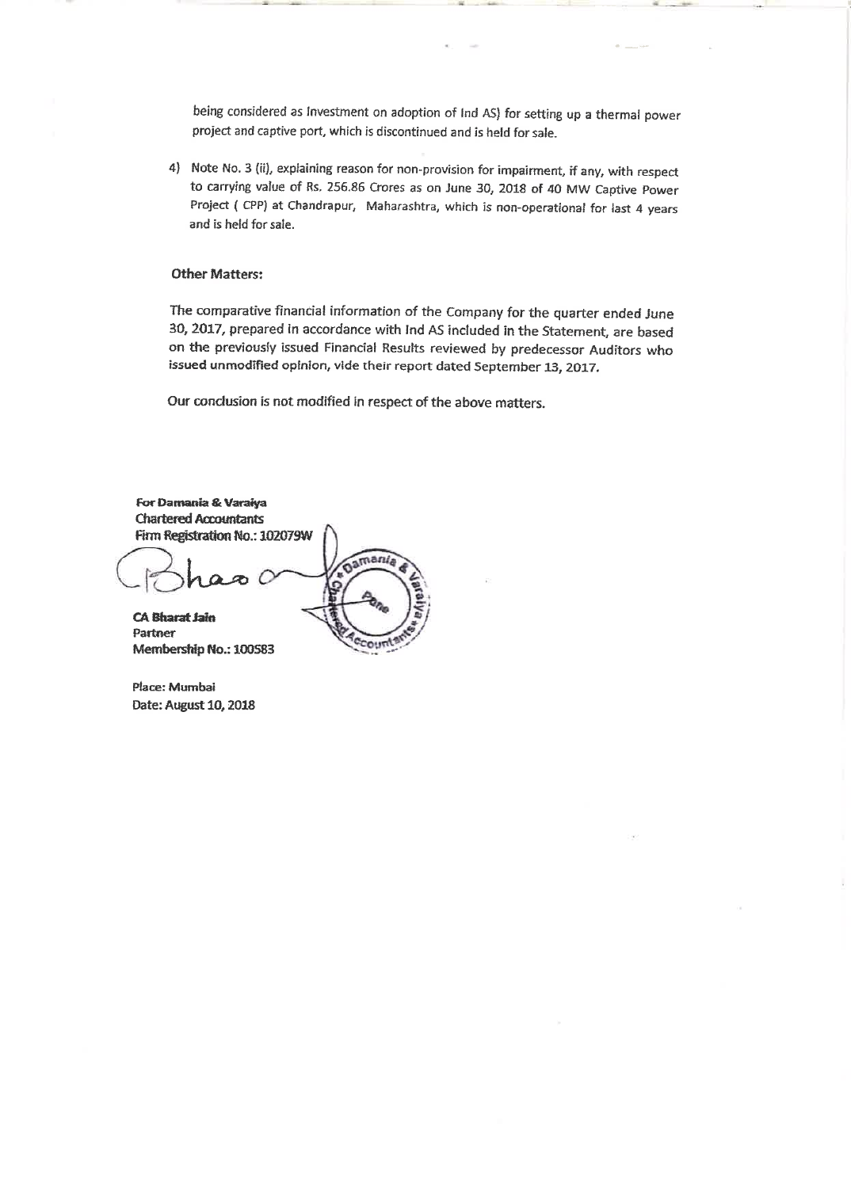being considered as Investment on adoption of Ind AS) for setting up a thermal power project and captive port, which is discontinued and is held for sale.

4) Note No. 3 (ii), explaining reason for non-provision for impairment, if any, with respect to carrying value of Rs. 256.86 Crores as on June 30, 2018 of 40 MW Captive Power Project ( CPP) at Chandrapur, Maharashtra, which is non-operational for last 4 years and is held for sale.

**Other Matters:**

The comparative financial information of the Company for the quarter ended June 30, 2017, prepared in accordance with Ind AS included in the Statement, are based on the previously issued Financial Results reviewed by predecessor Auditors who issued unmodified opinion, vide their report dated September 13, 2017.

Our conclusion is not modified in respect of the above matters.

**For Damania & Varaiya**
**Chartered Accountants**
**Firm Registration No.: 102079W**

**CA Bharat Jain**
**Partner**
**Membership No.: 100583**

**Place: Mumbai**
**Date: August 10, 2018**